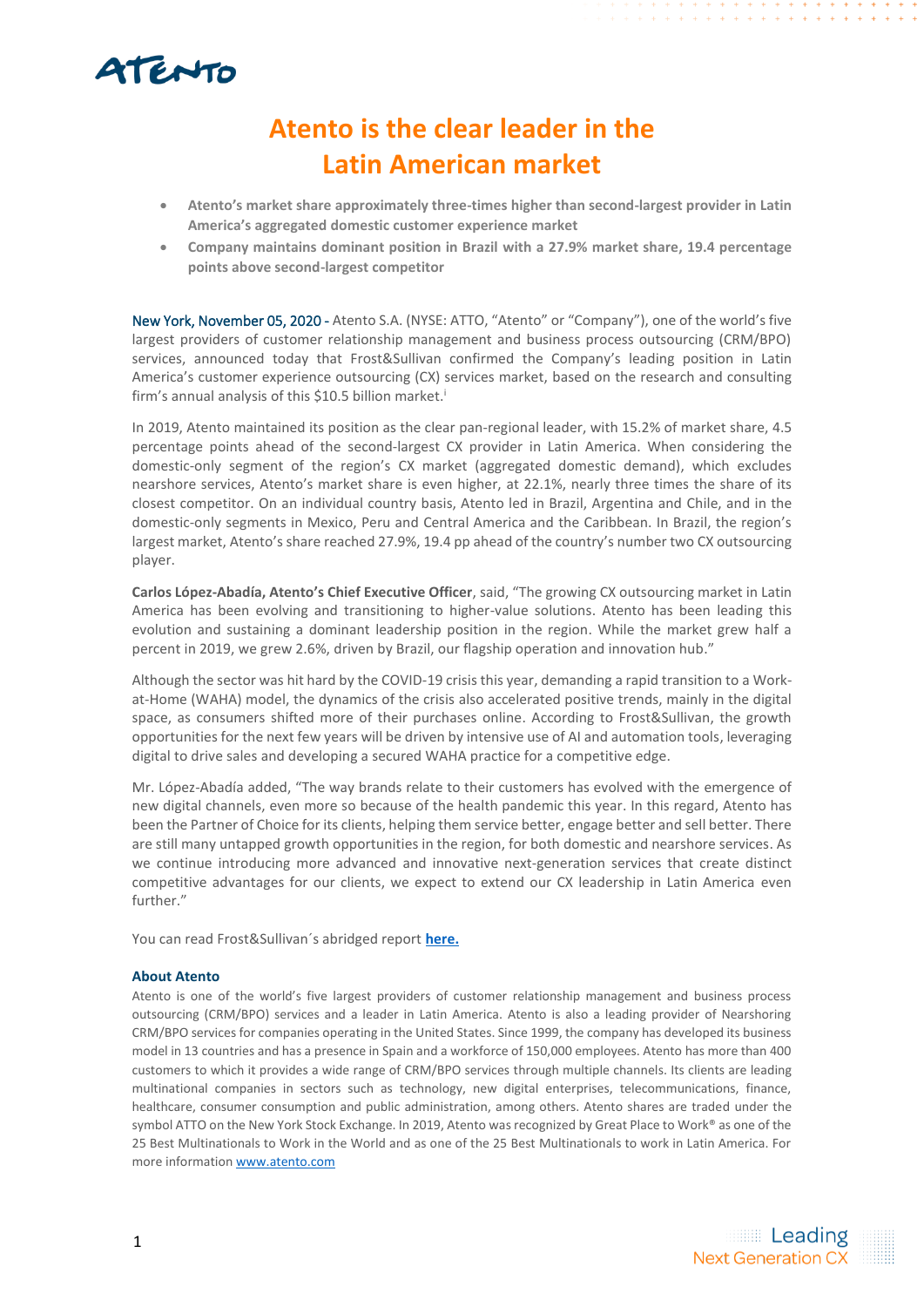# Atento is the clear leader in the Latin American market

- **Atento's market share approximately three-times higher than second-largest provider in Latin America's aggregated domestic customer experience market**
- **Company maintains dominant position in Brazil with a 27.9% market share, 19.4 percentage points above second-largest competitor**

New York, November 05, 2020 - Atento S.A. (NYSE: ATTO, "Atento" or "Company"), one of the world's five largest providers of customer relationship management and business process outsourcing (CRM/BPO) services, announced today that Frost&Sullivan confirmed the Company's leading position in Latin America's customer experience outsourcing (CX) services market, based on the research and consulting firm's annual analysis of this $10.5 billion market.[i]

In 2019, Atento maintained its position as the clear pan-regional leader, with 15.2% of market share, 4.5 percentage points ahead of the second-largest CX provider in Latin America. When considering the domestic-only segment of the region's CX market (aggregated domestic demand), which excludes nearshore services, Atento's market share is even higher, at 22.1%, nearly three times the share of its closest competitor. On an individual country basis, Atento led in Brazil, Argentina and Chile, and in the domestic-only segments in Mexico, Peru and Central America and the Caribbean. In Brazil, the region's largest market, Atento's share reached 27.9%, 19.4 pp ahead of the country's number two CX outsourcing player.

**Carlos López-Abadía, Atento's Chief Executive Officer**, said, "The growing CX outsourcing market in Latin America has been evolving and transitioning to higher-value solutions. Atento has been leading this evolution and sustaining a dominant leadership position in the region. While the market grew half a percent in 2019, we grew 2.6%, driven by Brazil, our flagship operation and innovation hub."

Although the sector was hit hard by the COVID-19 crisis this year, demanding a rapid transition to a Work-at-Home (WAHA) model, the dynamics of the crisis also accelerated positive trends, mainly in the digital space, as consumers shifted more of their purchases online. According to Frost&Sullivan, the growth opportunities for the next few years will be driven by intensive use of AI and automation tools, leveraging digital to drive sales and developing a secured WAHA practice for a competitive edge.

Mr. López-Abadía added, "The way brands relate to their customers has evolved with the emergence of new digital channels, even more so because of the health pandemic this year. In this regard, Atento has been the Partner of Choice for its clients, helping them service better, engage better and sell better. There are still many untapped growth opportunities in the region, for both domestic and nearshore services. As we continue introducing more advanced and innovative next-generation services that create distinct competitive advantages for our clients, we expect to extend our CX leadership in Latin America even further."

You can read Frost&Sullivan´s abridged report **here.**

### About Atento

Atento is one of the world's five largest providers of customer relationship management and business process outsourcing (CRM/BPO) services and a leader in Latin America. Atento is also a leading provider of Nearshoring CRM/BPO services for companies operating in the United States. Since 1999, the company has developed its business model in 13 countries and has a presence in Spain and a workforce of 150,000 employees. Atento has more than 400 customers to which it provides a wide range of CRM/BPO services through multiple channels. Its clients are leading multinational companies in sectors such as technology, new digital enterprises, telecommunications, finance, healthcare, consumer consumption and public administration, among others. Atento shares are traded under the symbol ATTO on the New York Stock Exchange. In 2019, Atento was recognized by Great Place to Work® as one of the 25 Best Multinationals to Work in the World and as one of the 25 Best Multinationals to work in Latin America. For more information www.atento.com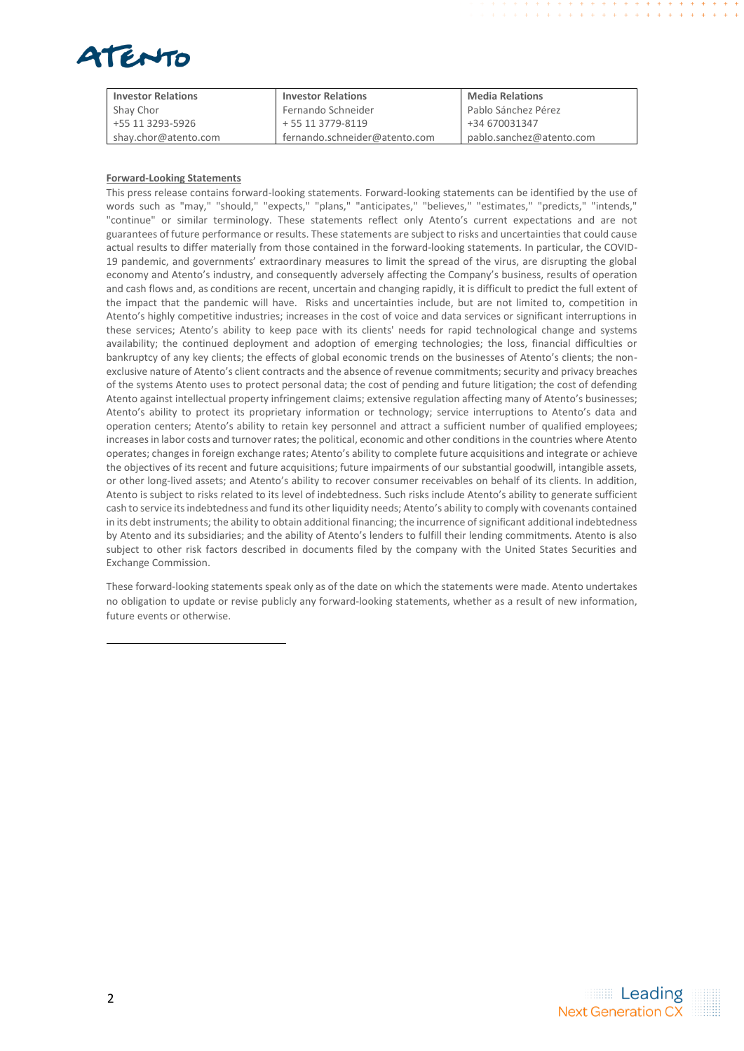| Investor Relations | Investor Relations | Media Relations |
| --- | --- | --- |
| Shay Chor | Fernando Schneider | Pablo Sánchez Pérez |
| +55 11 3293-5926 | + 55 11 3779-8119 | +34 670031347 |
| shay.chor@atento.com | fernando.schneider@atento.com | pablo.sanchez@atento.com |

**Forward-Looking Statements**

This press release contains forward-looking statements. Forward-looking statements can be identified by the use of words such as "may," "should," "expects," "plans," "anticipates," "believes," "estimates," "predicts," "intends," "continue" or similar terminology. These statements reflect only Atento's current expectations and are not guarantees of future performance or results. These statements are subject to risks and uncertainties that could cause actual results to differ materially from those contained in the forward-looking statements. In particular, the COVID-19 pandemic, and governments' extraordinary measures to limit the spread of the virus, are disrupting the global economy and Atento's industry, and consequently adversely affecting the Company's business, results of operation and cash flows and, as conditions are recent, uncertain and changing rapidly, it is difficult to predict the full extent of the impact that the pandemic will have. Risks and uncertainties include, but are not limited to, competition in Atento's highly competitive industries; increases in the cost of voice and data services or significant interruptions in these services; Atento's ability to keep pace with its clients' needs for rapid technological change and systems availability; the continued deployment and adoption of emerging technologies; the loss, financial difficulties or bankruptcy of any key clients; the effects of global economic trends on the businesses of Atento's clients; the non-exclusive nature of Atento's client contracts and the absence of revenue commitments; security and privacy breaches of the systems Atento uses to protect personal data; the cost of pending and future litigation; the cost of defending Atento against intellectual property infringement claims; extensive regulation affecting many of Atento's businesses; Atento's ability to protect its proprietary information or technology; service interruptions to Atento's data and operation centers; Atento's ability to retain key personnel and attract a sufficient number of qualified employees; increases in labor costs and turnover rates; the political, economic and other conditions in the countries where Atento operates; changes in foreign exchange rates; Atento's ability to complete future acquisitions and integrate or achieve the objectives of its recent and future acquisitions; future impairments of our substantial goodwill, intangible assets, or other long-lived assets; and Atento's ability to recover consumer receivables on behalf of its clients. In addition, Atento is subject to risks related to its level of indebtedness. Such risks include Atento's ability to generate sufficient cash to service its indebtedness and fund its other liquidity needs; Atento's ability to comply with covenants contained in its debt instruments; the ability to obtain additional financing; the incurrence of significant additional indebtedness by Atento and its subsidiaries; and the ability of Atento's lenders to fulfill their lending commitments. Atento is also subject to other risk factors described in documents filed by the company with the United States Securities and Exchange Commission.

These forward-looking statements speak only as of the date on which the statements were made. Atento undertakes no obligation to update or revise publicly any forward-looking statements, whether as a result of new information, future events or otherwise.